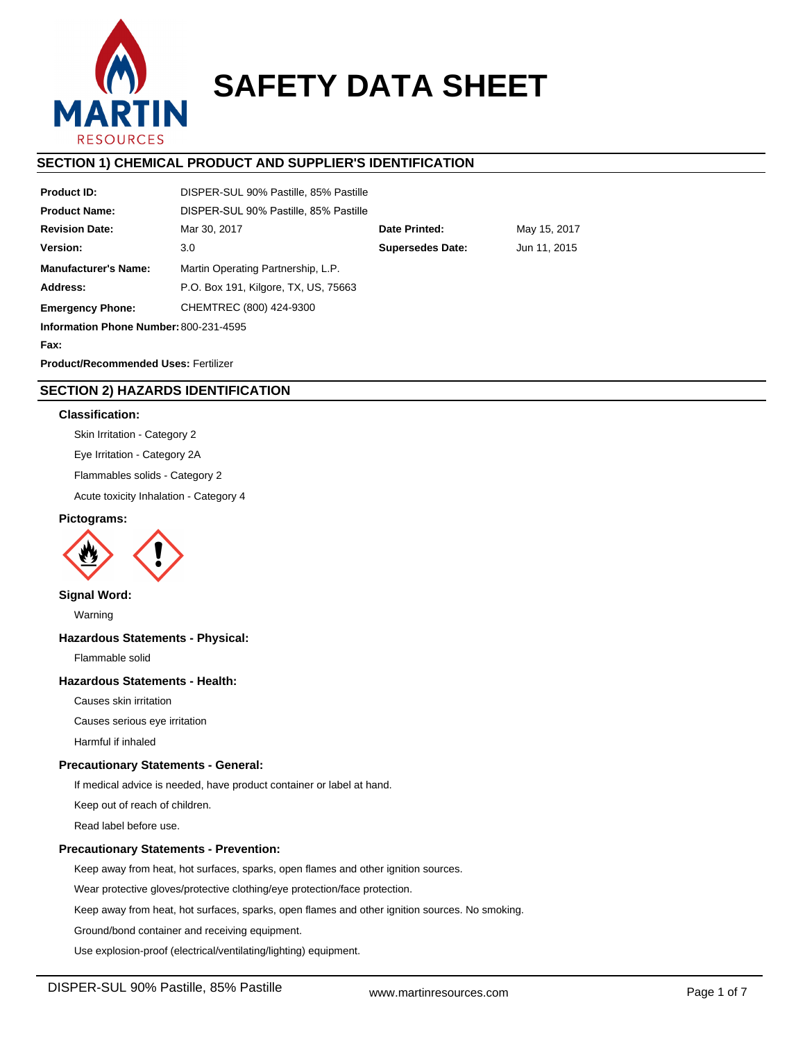# SAFETY DATA SHEET

## SECTION 1) CHEMICAL PRODUCT AND SUPPLIER'S IDENTIFICATION

| | | | |
|---|---|---|---|
| **Product ID:** | DISPER-SUL 90% Pastille, 85% Pastille | | |
| **Product Name:** | DISPER-SUL 90% Pastille, 85% Pastille | | |
| **Revision Date:** | Mar 30, 2017 | **Date Printed:** | May 15, 2017 |
| **Version:** | 3.0 | **Supersedes Date:** | Jun 11, 2015 |
| **Manufacturer's Name:** | Martin Operating Partnership, L.P. | | |
| **Address:** | P.O. Box 191, Kilgore, TX, US, 75663 | | |
| **Emergency Phone:** | CHEMTREC (800) 424-9300 | | |
| **Information Phone Number:** | 800-231-4595 | | |
| **Fax:** | | | |

**Product/Recommended Uses:** Fertilizer

## SECTION 2) HAZARDS IDENTIFICATION

### Classification:

Skin Irritation - Category 2

Eye Irritation - Category 2A

Flammables solids - Category 2

Acute toxicity Inhalation - Category 4

### Pictograms:

### Signal Word:

Warning

### Hazardous Statements - Physical:

Flammable solid

### Hazardous Statements - Health:

Causes skin irritation

Causes serious eye irritation

Harmful if inhaled

### Precautionary Statements - General:

If medical advice is needed, have product container or label at hand.

Keep out of reach of children.

Read label before use.

### Precautionary Statements - Prevention:

Keep away from heat, hot surfaces, sparks, open flames and other ignition sources.

Wear protective gloves/protective clothing/eye protection/face protection.

Keep away from heat, hot surfaces, sparks, open flames and other ignition sources. No smoking.

Ground/bond container and receiving equipment.

Use explosion-proof (electrical/ventilating/lighting) equipment.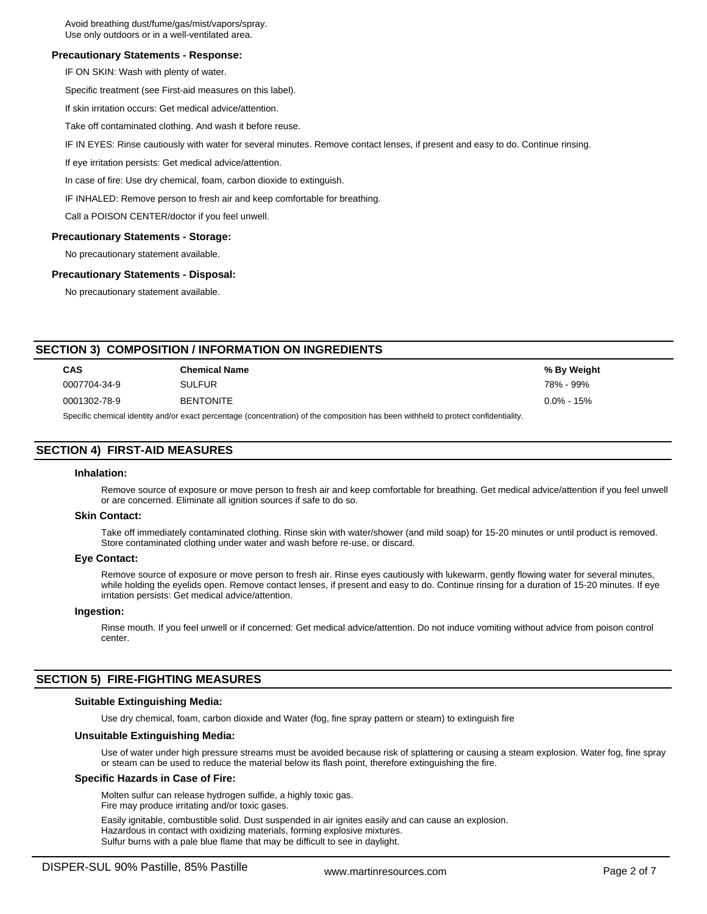Avoid breathing dust/fume/gas/mist/vapors/spray.
Use only outdoors or in a well-ventilated area.

### Precautionary Statements - Response:

IF ON SKIN: Wash with plenty of water.

Specific treatment (see First-aid measures on this label).

If skin irritation occurs: Get medical advice/attention.

Take off contaminated clothing. And wash it before reuse.

IF IN EYES: Rinse cautiously with water for several minutes. Remove contact lenses, if present and easy to do. Continue rinsing.

If eye irritation persists: Get medical advice/attention.

In case of fire: Use dry chemical, foam, carbon dioxide to extinguish.

IF INHALED: Remove person to fresh air and keep comfortable for breathing.

Call a POISON CENTER/doctor if you feel unwell.

### Precautionary Statements - Storage:

No precautionary statement available.

### Precautionary Statements - Disposal:

No precautionary statement available.

## SECTION 3) COMPOSITION / INFORMATION ON INGREDIENTS

| CAS | Chemical Name | % By Weight |
| --- | --- | --- |
| 0007704-34-9 | SULFUR | 78% - 99% |
| 0001302-78-9 | BENTONITE | 0.0% - 15% |

Specific chemical identity and/or exact percentage (concentration) of the composition has been withheld to protect confidentiality.

## SECTION 4) FIRST-AID MEASURES

### Inhalation:

Remove source of exposure or move person to fresh air and keep comfortable for breathing. Get medical advice/attention if you feel unwell or are concerned. Eliminate all ignition sources if safe to do so.

### Skin Contact:

Take off immediately contaminated clothing. Rinse skin with water/shower (and mild soap) for 15-20 minutes or until product is removed. Store contaminated clothing under water and wash before re-use, or discard.

### Eye Contact:

Remove source of exposure or move person to fresh air. Rinse eyes cautiously with lukewarm, gently flowing water for several minutes, while holding the eyelids open. Remove contact lenses, if present and easy to do. Continue rinsing for a duration of 15-20 minutes. If eye irritation persists: Get medical advice/attention.

### Ingestion:

Rinse mouth. If you feel unwell or if concerned: Get medical advice/attention. Do not induce vomiting without advice from poison control center.

## SECTION 5) FIRE-FIGHTING MEASURES

### Suitable Extinguishing Media:

Use dry chemical, foam, carbon dioxide and Water (fog, fine spray pattern or steam) to extinguish fire

### Unsuitable Extinguishing Media:

Use of water under high pressure streams must be avoided because risk of splattering or causing a steam explosion. Water fog, fine spray or steam can be used to reduce the material below its flash point, therefore extinguishing the fire.

### Specific Hazards in Case of Fire:

Molten sulfur can release hydrogen sulfide, a highly toxic gas.
Fire may produce irritating and/or toxic gases.

Easily ignitable, combustible solid. Dust suspended in air ignites easily and can cause an explosion.
Hazardous in contact with oxidizing materials, forming explosive mixtures.
Sulfur burns with a pale blue flame that may be difficult to see in daylight.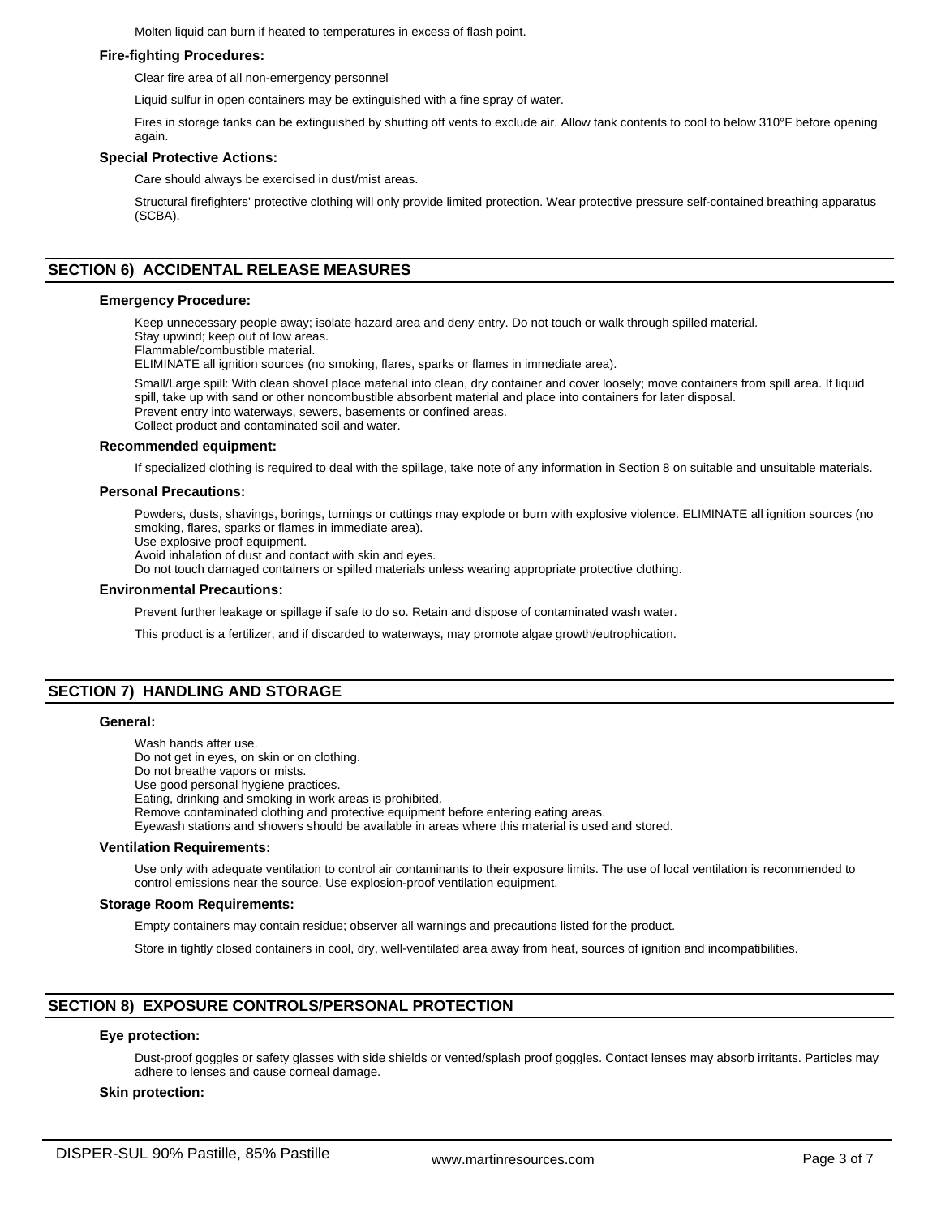Molten liquid can burn if heated to temperatures in excess of flash point.

**Fire-fighting Procedures:**

Clear fire area of all non-emergency personnel

Liquid sulfur in open containers may be extinguished with a fine spray of water.

Fires in storage tanks can be extinguished by shutting off vents to exclude air. Allow tank contents to cool to below 310°F before opening again.

**Special Protective Actions:**

Care should always be exercised in dust/mist areas.

Structural firefighters' protective clothing will only provide limited protection. Wear protective pressure self-contained breathing apparatus (SCBA).

## SECTION 6) ACCIDENTAL RELEASE MEASURES

**Emergency Procedure:**

Keep unnecessary people away; isolate hazard area and deny entry. Do not touch or walk through spilled material.
Stay upwind; keep out of low areas.
Flammable/combustible material.
ELIMINATE all ignition sources (no smoking, flares, sparks or flames in immediate area).

Small/Large spill: With clean shovel place material into clean, dry container and cover loosely; move containers from spill area. If liquid spill, take up with sand or other noncombustible absorbent material and place into containers for later disposal.
Prevent entry into waterways, sewers, basements or confined areas.
Collect product and contaminated soil and water.

**Recommended equipment:**

If specialized clothing is required to deal with the spillage, take note of any information in Section 8 on suitable and unsuitable materials.

**Personal Precautions:**

Powders, dusts, shavings, borings, turnings or cuttings may explode or burn with explosive violence. ELIMINATE all ignition sources (no smoking, flares, sparks or flames in immediate area).
Use explosive proof equipment.
Avoid inhalation of dust and contact with skin and eyes.
Do not touch damaged containers or spilled materials unless wearing appropriate protective clothing.

**Environmental Precautions:**

Prevent further leakage or spillage if safe to do so. Retain and dispose of contaminated wash water.

This product is a fertilizer, and if discarded to waterways, may promote algae growth/eutrophication.

## SECTION 7) HANDLING AND STORAGE

**General:**

Wash hands after use.
Do not get in eyes, on skin or on clothing.
Do not breathe vapors or mists.
Use good personal hygiene practices.
Eating, drinking and smoking in work areas is prohibited.
Remove contaminated clothing and protective equipment before entering eating areas.
Eyewash stations and showers should be available in areas where this material is used and stored.

**Ventilation Requirements:**

Use only with adequate ventilation to control air contaminants to their exposure limits. The use of local ventilation is recommended to control emissions near the source. Use explosion-proof ventilation equipment.

**Storage Room Requirements:**

Empty containers may contain residue; observer all warnings and precautions listed for the product.

Store in tightly closed containers in cool, dry, well-ventilated area away from heat, sources of ignition and incompatibilities.

## SECTION 8) EXPOSURE CONTROLS/PERSONAL PROTECTION

**Eye protection:**

Dust-proof goggles or safety glasses with side shields or vented/splash proof goggles. Contact lenses may absorb irritants. Particles may adhere to lenses and cause corneal damage.

**Skin protection:**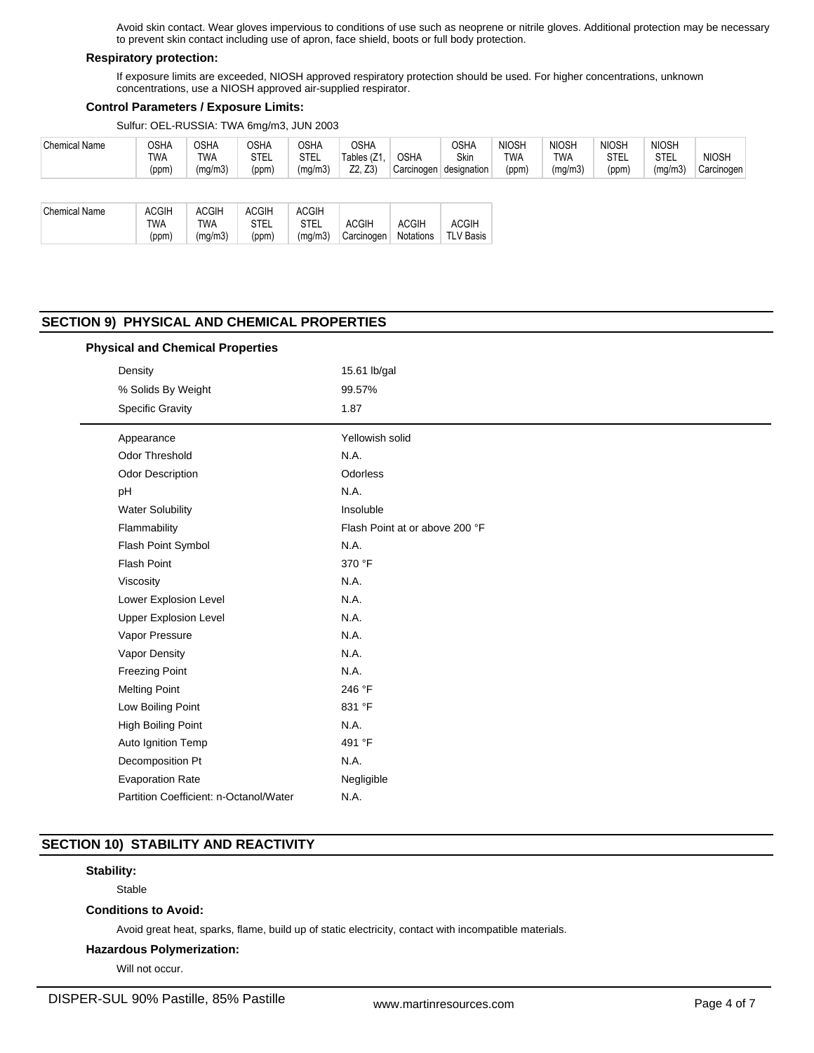Avoid skin contact. Wear gloves impervious to conditions of use such as neoprene or nitrile gloves. Additional protection may be necessary to prevent skin contact including use of apron, face shield, boots or full body protection.

### Respiratory protection:

If exposure limits are exceeded, NIOSH approved respiratory protection should be used. For higher concentrations, unknown concentrations, use a NIOSH approved air-supplied respirator.

### Control Parameters / Exposure Limits:

Sulfur: OEL-RUSSIA: TWA 6mg/m3, JUN 2003

| Chemical Name | OSHA TWA (ppm) | OSHA TWA (mg/m3) | OSHA STEL (ppm) | OSHA STEL (mg/m3) | OSHA Tables (Z1, Z2, Z3) | OSHA Carcinogen | OSHA Skin designation | NIOSH TWA (ppm) | NIOSH TWA (mg/m3) | NIOSH STEL (ppm) | NIOSH STEL (mg/m3) | NIOSH Carcinogen |
|---|---|---|---|---|---|---|---|---|---|---|---|---|

| Chemical Name | ACGIH TWA (ppm) | ACGIH TWA (mg/m3) | ACGIH STEL (ppm) | ACGIH STEL (mg/m3) | ACGIH Carcinogen | ACGIH Notations | ACGIH TLV Basis |
|---|---|---|---|---|---|---|---|

## SECTION 9) PHYSICAL AND CHEMICAL PROPERTIES

### Physical and Chemical Properties

| | |
|---|---|
| Density | 15.61 lb/gal |
| % Solids By Weight | 99.57% |
| Specific Gravity | 1.87 |

| | |
|---|---|
| Appearance | Yellowish solid |
| Odor Threshold | N.A. |
| Odor Description | Odorless |
| pH | N.A. |
| Water Solubility | Insoluble |
| Flammability | Flash Point at or above 200 °F |
| Flash Point Symbol | N.A. |
| Flash Point | 370 °F |
| Viscosity | N.A. |
| Lower Explosion Level | N.A. |
| Upper Explosion Level | N.A. |
| Vapor Pressure | N.A. |
| Vapor Density | N.A. |
| Freezing Point | N.A. |
| Melting Point | 246 °F |
| Low Boiling Point | 831 °F |
| High Boiling Point | N.A. |
| Auto Ignition Temp | 491 °F |
| Decomposition Pt | N.A. |
| Evaporation Rate | Negligible |
| Partition Coefficient: n-Octanol/Water | N.A. |

## SECTION 10) STABILITY AND REACTIVITY

### Stability:

Stable

### Conditions to Avoid:

Avoid great heat, sparks, flame, build up of static electricity, contact with incompatible materials.

### Hazardous Polymerization:

Will not occur.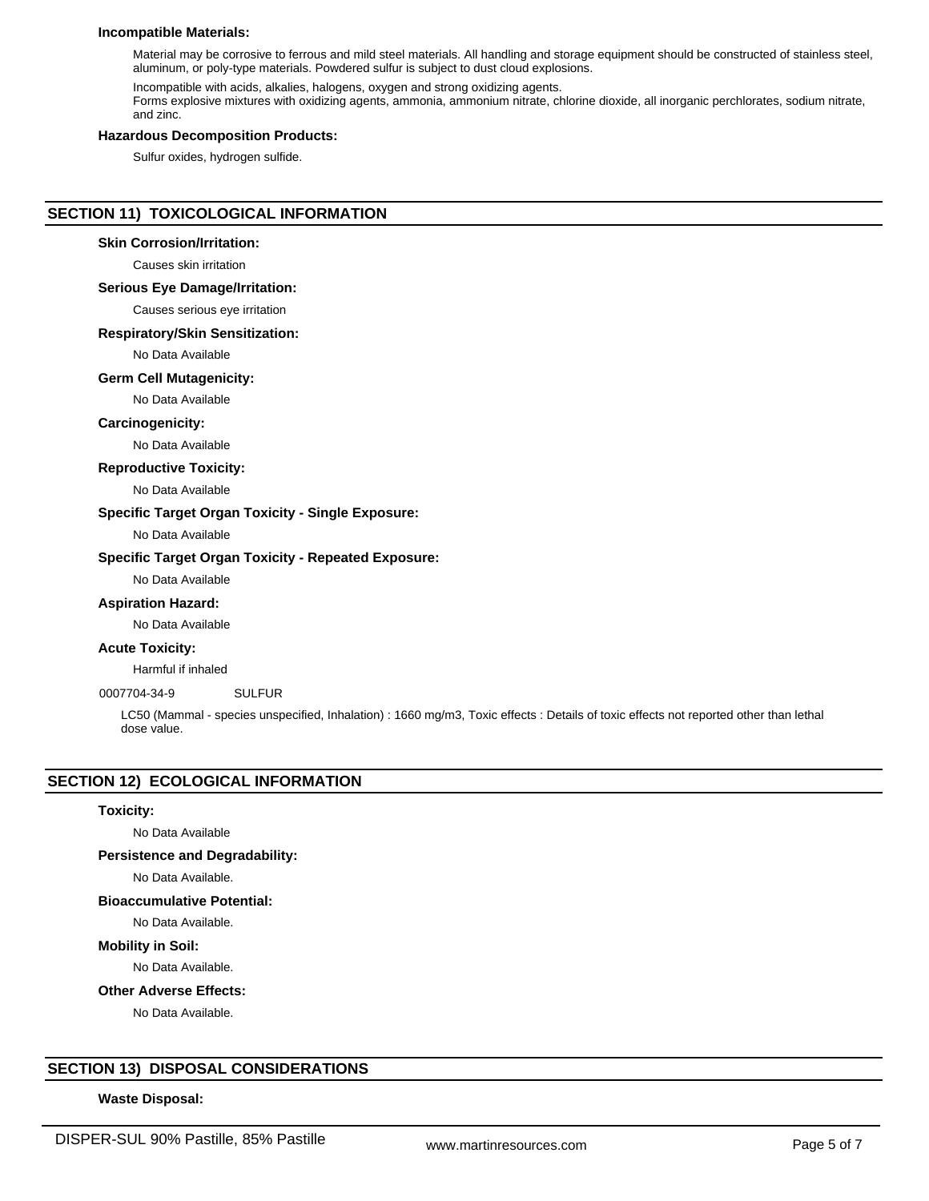**Incompatible Materials:**

Material may be corrosive to ferrous and mild steel materials. All handling and storage equipment should be constructed of stainless steel, aluminum, or poly-type materials. Powdered sulfur is subject to dust cloud explosions.

Incompatible with acids, alkalies, halogens, oxygen and strong oxidizing agents.
Forms explosive mixtures with oxidizing agents, ammonia, ammonium nitrate, chlorine dioxide, all inorganic perchlorates, sodium nitrate, and zinc.

**Hazardous Decomposition Products:**

Sulfur oxides, hydrogen sulfide.

## SECTION 11) TOXICOLOGICAL INFORMATION

**Skin Corrosion/Irritation:**

Causes skin irritation

**Serious Eye Damage/Irritation:**

Causes serious eye irritation

**Respiratory/Skin Sensitization:**

No Data Available

**Germ Cell Mutagenicity:**

No Data Available

**Carcinogenicity:**

No Data Available

**Reproductive Toxicity:**

No Data Available

**Specific Target Organ Toxicity - Single Exposure:**

No Data Available

**Specific Target Organ Toxicity - Repeated Exposure:**

No Data Available

**Aspiration Hazard:**

No Data Available

**Acute Toxicity:**

Harmful if inhaled

0007704-34-9 SULFUR

LC50 (Mammal - species unspecified, Inhalation) : 1660 mg/m3, Toxic effects : Details of toxic effects not reported other than lethal dose value.

## SECTION 12) ECOLOGICAL INFORMATION

**Toxicity:**

No Data Available

**Persistence and Degradability:**

No Data Available.

**Bioaccumulative Potential:**

No Data Available.

**Mobility in Soil:**

No Data Available.

**Other Adverse Effects:**

No Data Available.

## SECTION 13) DISPOSAL CONSIDERATIONS

**Waste Disposal:**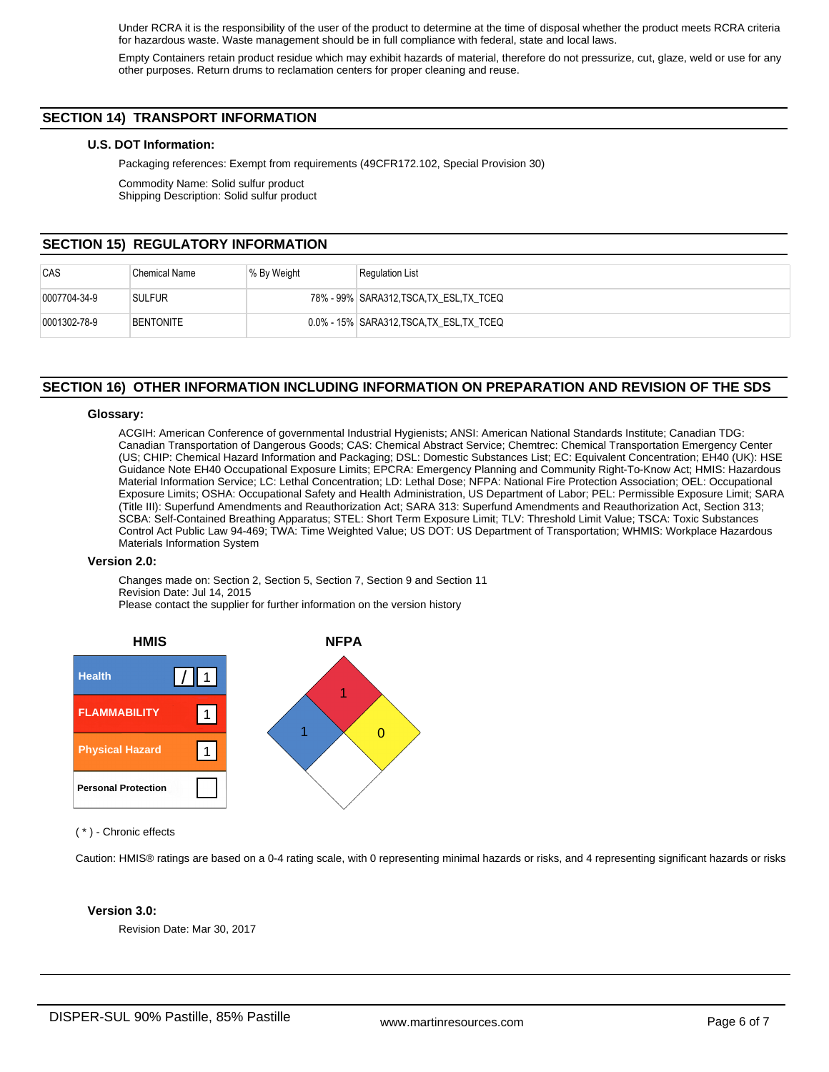Under RCRA it is the responsibility of the user of the product to determine at the time of disposal whether the product meets RCRA criteria for hazardous waste. Waste management should be in full compliance with federal, state and local laws.

Empty Containers retain product residue which may exhibit hazards of material, therefore do not pressurize, cut, glaze, weld or use for any other purposes. Return drums to reclamation centers for proper cleaning and reuse.

## SECTION 14) TRANSPORT INFORMATION

### U.S. DOT Information:

Packaging references: Exempt from requirements (49CFR172.102, Special Provision 30)

Commodity Name: Solid sulfur product
Shipping Description: Solid sulfur product

## SECTION 15) REGULATORY INFORMATION

| CAS | Chemical Name | % By Weight | Regulation List |
|---|---|---|---|
| 0007704-34-9 | SULFUR | 78% - 99% | SARA312,TSCA,TX_ESL,TX_TCEQ |
| 0001302-78-9 | BENTONITE | 0.0% - 15% | SARA312,TSCA,TX_ESL,TX_TCEQ |

## SECTION 16) OTHER INFORMATION INCLUDING INFORMATION ON PREPARATION AND REVISION OF THE SDS

### Glossary:

ACGIH: American Conference of governmental Industrial Hygienists; ANSI: American National Standards Institute; Canadian TDG: Canadian Transportation of Dangerous Goods; CAS: Chemical Abstract Service; Chemtrec: Chemical Transportation Emergency Center (US; CHIP: Chemical Hazard Information and Packaging; DSL: Domestic Substances List; EC: Equivalent Concentration; EH40 (UK): HSE Guidance Note EH40 Occupational Exposure Limits; EPCRA: Emergency Planning and Community Right-To-Know Act; HMIS: Hazardous Material Information Service; LC: Lethal Concentration; LD: Lethal Dose; NFPA: National Fire Protection Association; OEL: Occupational Exposure Limits; OSHA: Occupational Safety and Health Administration, US Department of Labor; PEL: Permissible Exposure Limit; SARA (Title III): Superfund Amendments and Reauthorization Act; SARA 313: Superfund Amendments and Reauthorization Act, Section 313; SCBA: Self-Contained Breathing Apparatus; STEL: Short Term Exposure Limit; TLV: Threshold Limit Value; TSCA: Toxic Substances Control Act Public Law 94-469; TWA: Time Weighted Value; US DOT: US Department of Transportation; WHMIS: Workplace Hazardous Materials Information System

### Version 2.0:

Changes made on: Section 2, Section 5, Section 7, Section 9 and Section 11
Revision Date: Jul 14, 2015
Please contact the supplier for further information on the version history

**HMIS**

| | | |
|---|---|---|
| Health | / | 1 |
| FLAMMABILITY | | 1 |
| Physical Hazard | | 1 |
| Personal Protection | | |

**NFPA**

Flammability (red): 1
Health (blue): 1
Instability (yellow): 0
Special (white):

( * ) - Chronic effects

Caution: HMIS® ratings are based on a 0-4 rating scale, with 0 representing minimal hazards or risks, and 4 representing significant hazards or risks

### Version 3.0:

Revision Date: Mar 30, 2017

DISPER-SUL 90% Pastille, 85% Pastille www.martinresources.com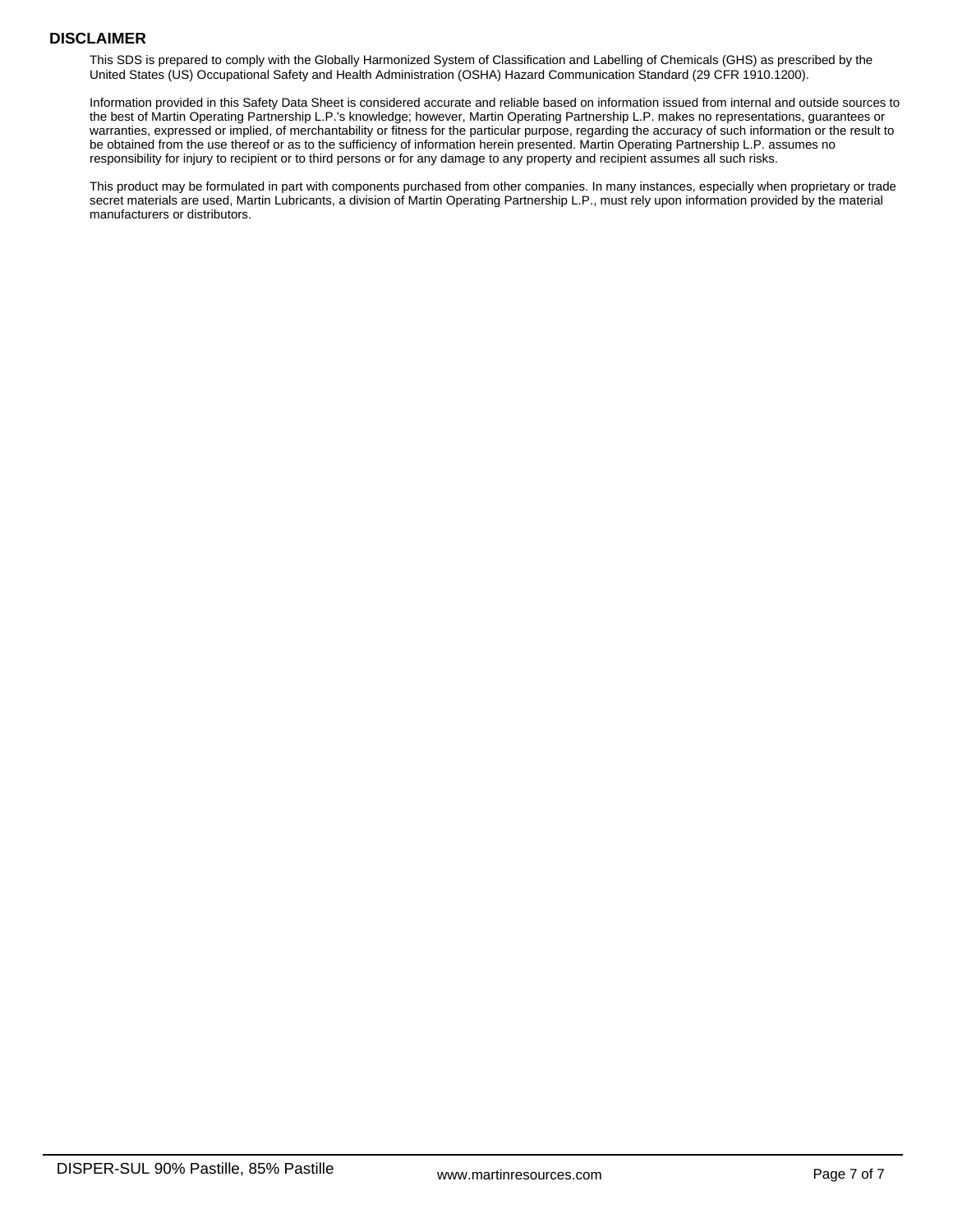## DISCLAIMER

This SDS is prepared to comply with the Globally Harmonized System of Classification and Labelling of Chemicals (GHS) as prescribed by the United States (US) Occupational Safety and Health Administration (OSHA) Hazard Communication Standard (29 CFR 1910.1200).

Information provided in this Safety Data Sheet is considered accurate and reliable based on information issued from internal and outside sources to the best of Martin Operating Partnership L.P.'s knowledge; however, Martin Operating Partnership L.P. makes no representations, guarantees or warranties, expressed or implied, of merchantability or fitness for the particular purpose, regarding the accuracy of such information or the result to be obtained from the use thereof or as to the sufficiency of information herein presented. Martin Operating Partnership L.P. assumes no responsibility for injury to recipient or to third persons or for any damage to any property and recipient assumes all such risks.

This product may be formulated in part with components purchased from other companies. In many instances, especially when proprietary or trade secret materials are used, Martin Lubricants, a division of Martin Operating Partnership L.P., must rely upon information provided by the material manufacturers or distributors.